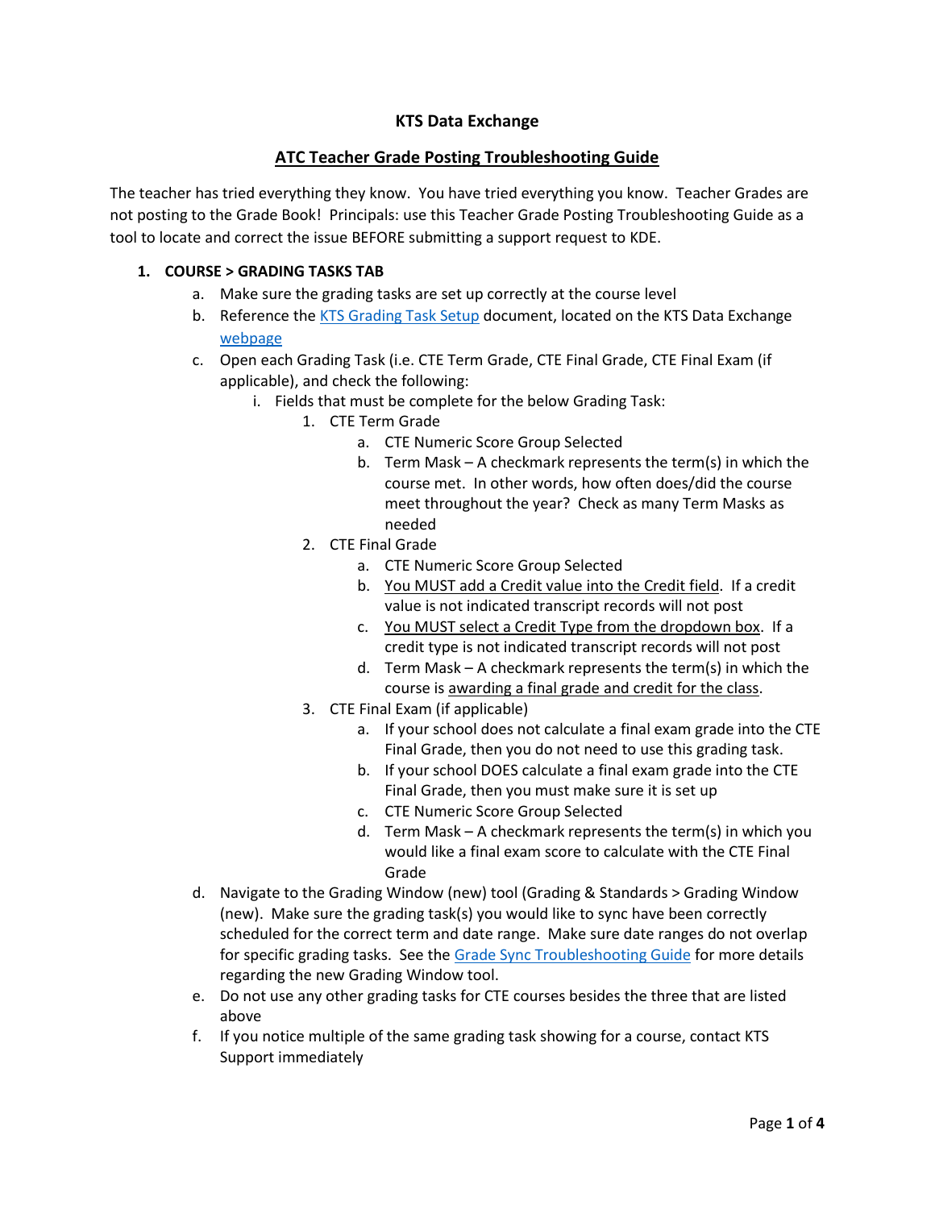# KTS Data Exchange

## ATC Teacher Grade Posting Troubleshooting Guide

The teacher has tried everything they know. You have tried everything you know. Teacher Grades are not posting to the Grade Book! Principals: use this Teacher Grade Posting Troubleshooting Guide as a tool to locate and correct the issue BEFORE submitting a support request to KDE.

1. **COURSE > GRADING TASKS TAB**
   a. Make sure the grading tasks are set up correctly at the course level
   b. Reference the [KTS Grading Task Setup]() document, located on the KTS Data Exchange [webpage]()
   c. Open each Grading Task (i.e. CTE Term Grade, CTE Final Grade, CTE Final Exam (if applicable), and check the following:
      i. Fields that must be complete for the below Grading Task:
         1. CTE Term Grade
            a. CTE Numeric Score Group Selected
            b. Term Mask – A checkmark represents the term(s) in which the course met. In other words, how often does/did the course meet throughout the year? Check as many Term Masks as needed
         2. CTE Final Grade
            a. CTE Numeric Score Group Selected
            b. <u>You MUST add a Credit value into the Credit field</u>. If a credit value is not indicated transcript records will not post
            c. <u>You MUST select a Credit Type from the dropdown box</u>. If a credit type is not indicated transcript records will not post
            d. Term Mask – A checkmark represents the term(s) in which the course is <u>awarding a final grade and credit for the class</u>.
         3. CTE Final Exam (if applicable)
            a. If your school does not calculate a final exam grade into the CTE Final Grade, then you do not need to use this grading task.
            b. If your school DOES calculate a final exam grade into the CTE Final Grade, then you must make sure it is set up
            c. CTE Numeric Score Group Selected
            d. Term Mask – A checkmark represents the term(s) in which you would like a final exam score to calculate with the CTE Final Grade
   d. Navigate to the Grading Window (new) tool (Grading & Standards > Grading Window (new). Make sure the grading task(s) you would like to sync have been correctly scheduled for the correct term and date range. Make sure date ranges do not overlap for specific grading tasks. See the [Grade Sync Troubleshooting Guide]() for more details regarding the new Grading Window tool.
   e. Do not use any other grading tasks for CTE courses besides the three that are listed above
   f. If you notice multiple of the same grading task showing for a course, contact KTS Support immediately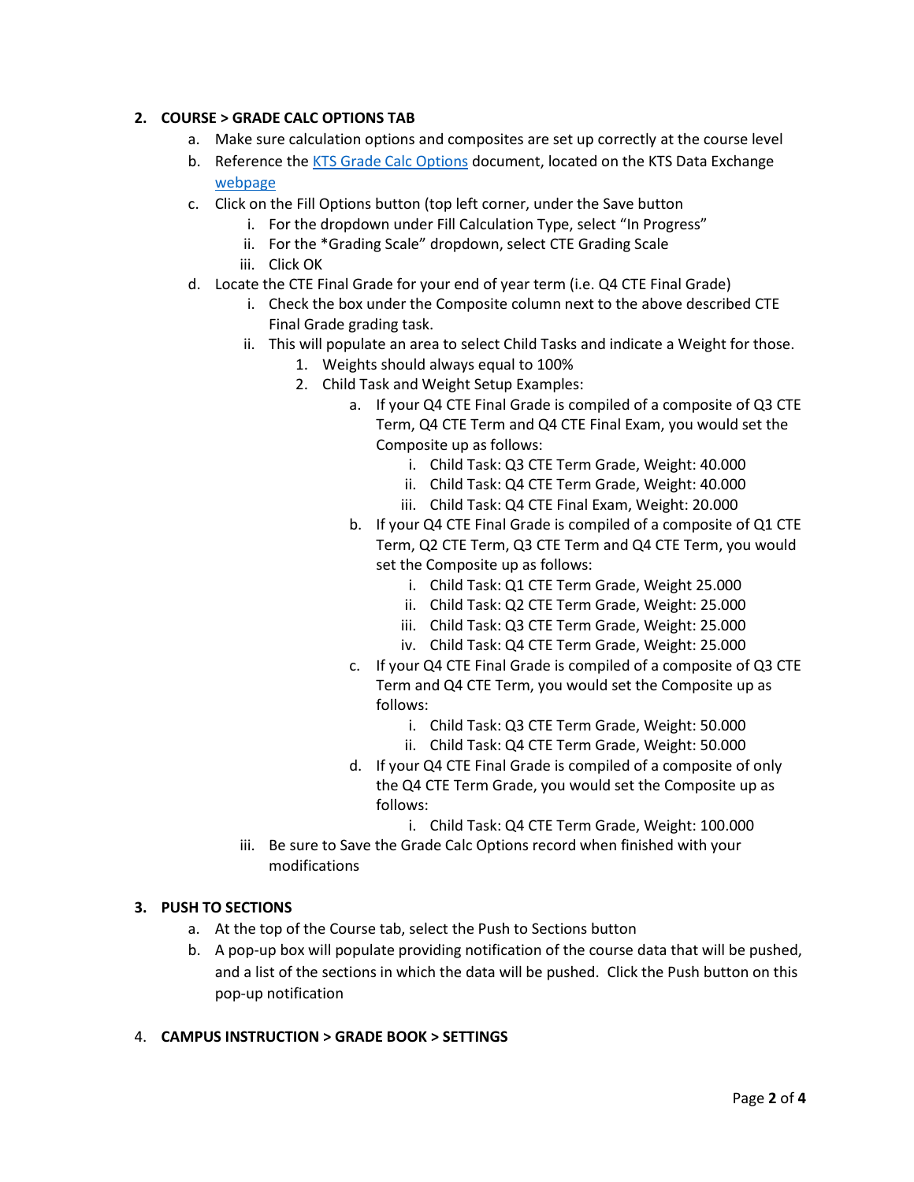2. **COURSE > GRADE CALC OPTIONS TAB**
    a. Make sure calculation options and composites are set up correctly at the course level
    b. Reference the [KTS Grade Calc Options]() document, located on the KTS Data Exchange [webpage]()
    c. Click on the Fill Options button (top left corner, under the Save button
        i. For the dropdown under Fill Calculation Type, select "In Progress"
        ii. For the *Grading Scale" dropdown, select CTE Grading Scale
        iii. Click OK
    d. Locate the CTE Final Grade for your end of year term (i.e. Q4 CTE Final Grade)
        i. Check the box under the Composite column next to the above described CTE Final Grade grading task.
        ii. This will populate an area to select Child Tasks and indicate a Weight for those.
            1. Weights should always equal to 100%
            2. Child Task and Weight Setup Examples:
                a. If your Q4 CTE Final Grade is compiled of a composite of Q3 CTE Term, Q4 CTE Term and Q4 CTE Final Exam, you would set the Composite up as follows:
                    i. Child Task: Q3 CTE Term Grade, Weight: 40.000
                    ii. Child Task: Q4 CTE Term Grade, Weight: 40.000
                    iii. Child Task: Q4 CTE Final Exam, Weight: 20.000
                b. If your Q4 CTE Final Grade is compiled of a composite of Q1 CTE Term, Q2 CTE Term, Q3 CTE Term and Q4 CTE Term, you would set the Composite up as follows:
                    i. Child Task: Q1 CTE Term Grade, Weight 25.000
                    ii. Child Task: Q2 CTE Term Grade, Weight: 25.000
                    iii. Child Task: Q3 CTE Term Grade, Weight: 25.000
                    iv. Child Task: Q4 CTE Term Grade, Weight: 25.000
                c. If your Q4 CTE Final Grade is compiled of a composite of Q3 CTE Term and Q4 CTE Term, you would set the Composite up as follows:
                    i. Child Task: Q3 CTE Term Grade, Weight: 50.000
                    ii. Child Task: Q4 CTE Term Grade, Weight: 50.000
                d. If your Q4 CTE Final Grade is compiled of a composite of only the Q4 CTE Term Grade, you would set the Composite up as follows:
                    i. Child Task: Q4 CTE Term Grade, Weight: 100.000
        iii. Be sure to Save the Grade Calc Options record when finished with your modifications

3. **PUSH TO SECTIONS**
    a. At the top of the Course tab, select the Push to Sections button
    b. A pop-up box will populate providing notification of the course data that will be pushed, and a list of the sections in which the data will be pushed. Click the Push button on this pop-up notification

4. **CAMPUS INSTRUCTION > GRADE BOOK > SETTINGS**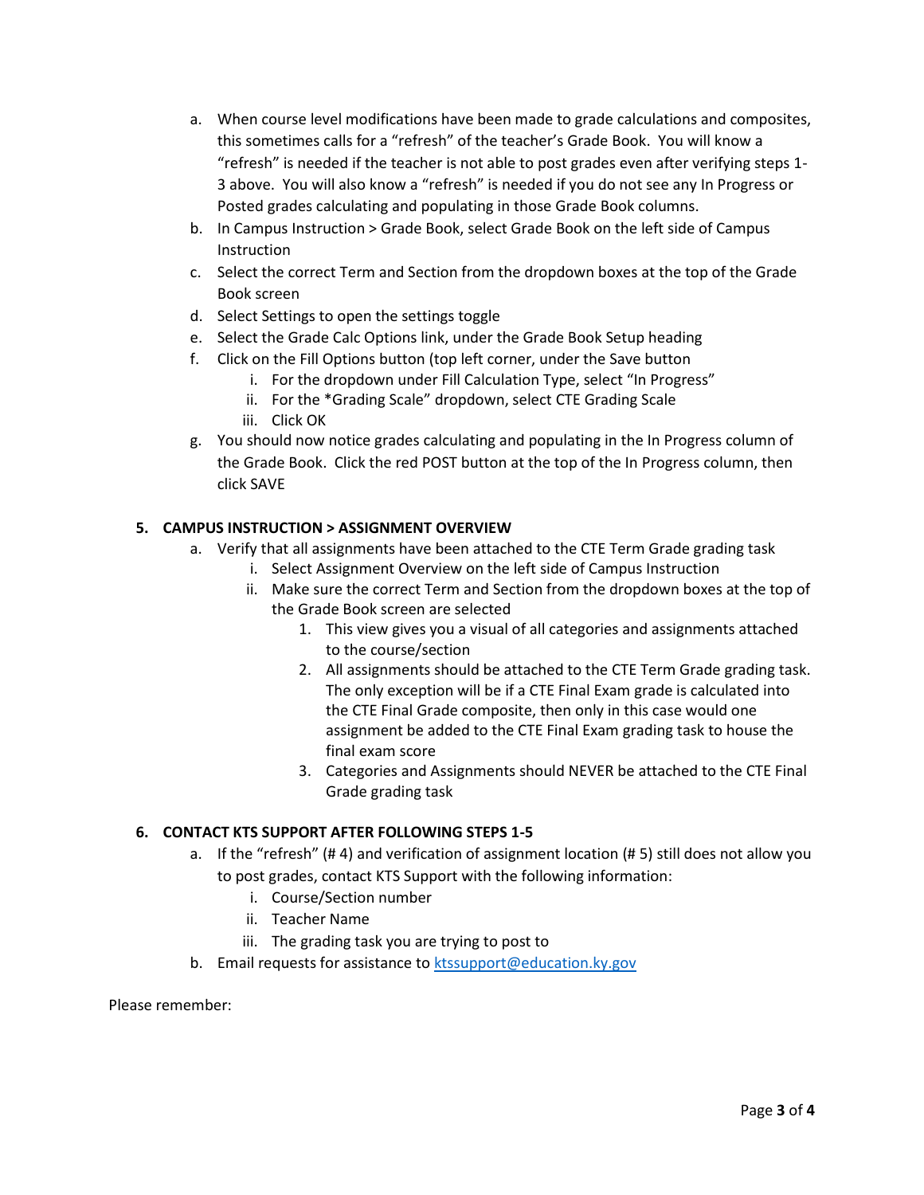a. When course level modifications have been made to grade calculations and composites, this sometimes calls for a "refresh" of the teacher's Grade Book. You will know a "refresh" is needed if the teacher is not able to post grades even after verifying steps 1-3 above. You will also know a "refresh" is needed if you do not see any In Progress or Posted grades calculating and populating in those Grade Book columns.
   b. In Campus Instruction > Grade Book, select Grade Book on the left side of Campus Instruction
   c. Select the correct Term and Section from the dropdown boxes at the top of the Grade Book screen
   d. Select Settings to open the settings toggle
   e. Select the Grade Calc Options link, under the Grade Book Setup heading
   f. Click on the Fill Options button (top left corner, under the Save button
      i. For the dropdown under Fill Calculation Type, select "In Progress"
      ii. For the *Grading Scale" dropdown, select CTE Grading Scale
      iii. Click OK
   g. You should now notice grades calculating and populating in the In Progress column of the Grade Book. Click the red POST button at the top of the In Progress column, then click SAVE

5. **CAMPUS INSTRUCTION > ASSIGNMENT OVERVIEW**
   a. Verify that all assignments have been attached to the CTE Term Grade grading task
      i. Select Assignment Overview on the left side of Campus Instruction
      ii. Make sure the correct Term and Section from the dropdown boxes at the top of the Grade Book screen are selected
         1. This view gives you a visual of all categories and assignments attached to the course/section
         2. All assignments should be attached to the CTE Term Grade grading task. The only exception will be if a CTE Final Exam grade is calculated into the CTE Final Grade composite, then only in this case would one assignment be added to the CTE Final Exam grading task to house the final exam score
         3. Categories and Assignments should NEVER be attached to the CTE Final Grade grading task

6. **CONTACT KTS SUPPORT AFTER FOLLOWING STEPS 1-5**
   a. If the "refresh" (# 4) and verification of assignment location (# 5) still does not allow you to post grades, contact KTS Support with the following information:
      i. Course/Section number
      ii. Teacher Name
      iii. The grading task you are trying to post to
   b. Email requests for assistance to [ktssupport@education.ky.gov](mailto:ktssupport@education.ky.gov)

Please remember: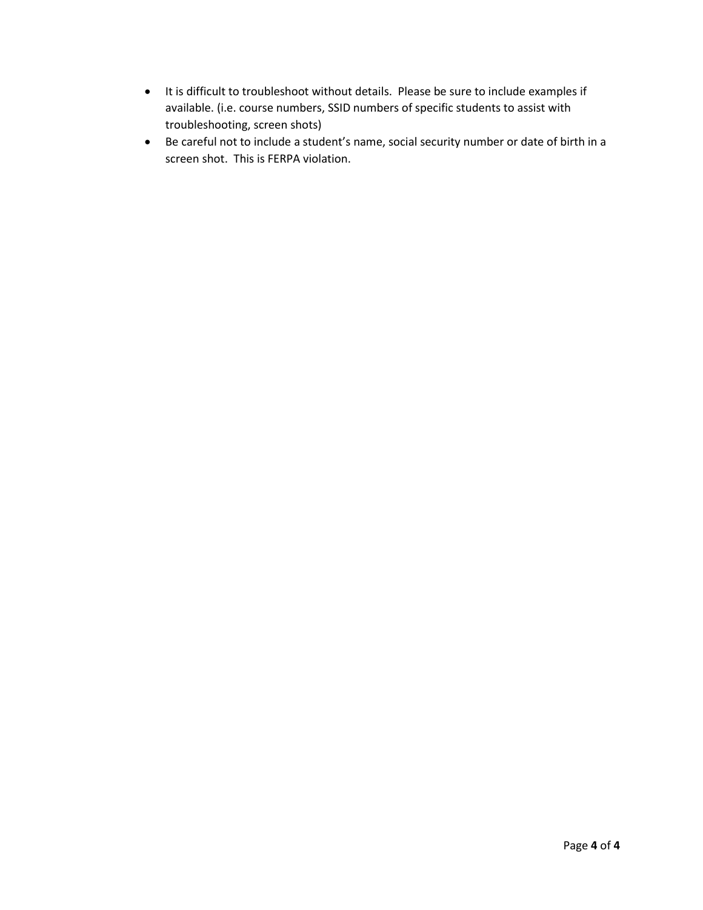- It is difficult to troubleshoot without details. Please be sure to include examples if available. (i.e. course numbers, SSID numbers of specific students to assist with troubleshooting, screen shots)
- Be careful not to include a student's name, social security number or date of birth in a screen shot. This is FERPA violation.